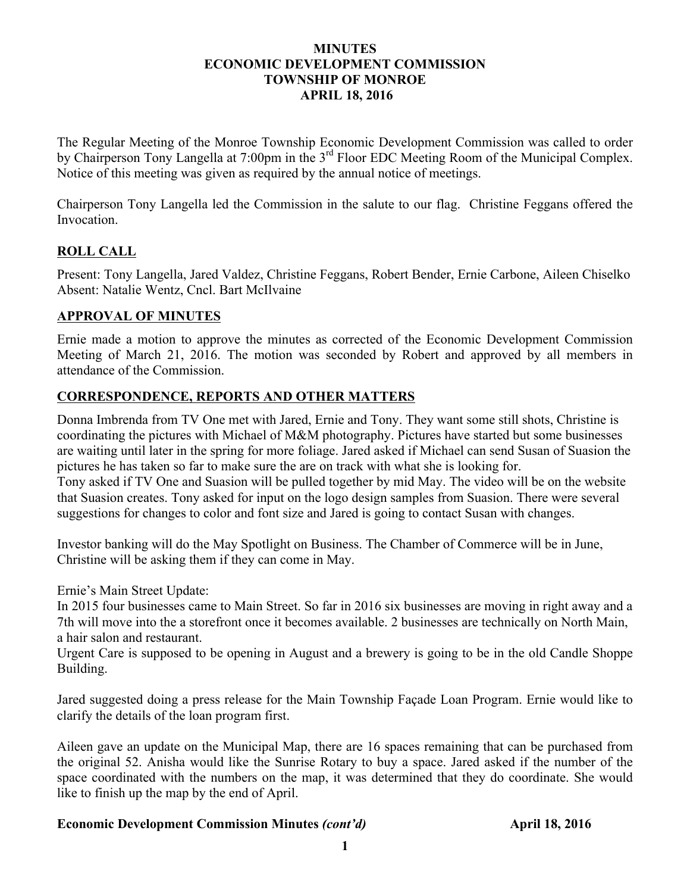# MINUTES
# ECONOMIC DEVELOPMENT COMMISSION
# TOWNSHIP OF MONROE
# APRIL 18, 2016

The Regular Meeting of the Monroe Township Economic Development Commission was called to order by Chairperson Tony Langella at 7:00pm in the 3rd Floor EDC Meeting Room of the Municipal Complex. Notice of this meeting was given as required by the annual notice of meetings.

Chairperson Tony Langella led the Commission in the salute to our flag. Christine Feggans offered the Invocation.

## ROLL CALL

Present: Tony Langella, Jared Valdez, Christine Feggans, Robert Bender, Ernie Carbone, Aileen Chiselko
Absent: Natalie Wentz, Cncl. Bart McIlvaine

## APPROVAL OF MINUTES

Ernie made a motion to approve the minutes as corrected of the Economic Development Commission Meeting of March 21, 2016. The motion was seconded by Robert and approved by all members in attendance of the Commission.

## CORRESPONDENCE, REPORTS AND OTHER MATTERS

Donna Imbrenda from TV One met with Jared, Ernie and Tony. They want some still shots, Christine is coordinating the pictures with Michael of M&M photography. Pictures have started but some businesses are waiting until later in the spring for more foliage. Jared asked if Michael can send Susan of Suasion the pictures he has taken so far to make sure the are on track with what she is looking for.
Tony asked if TV One and Suasion will be pulled together by mid May. The video will be on the website that Suasion creates. Tony asked for input on the logo design samples from Suasion. There were several suggestions for changes to color and font size and Jared is going to contact Susan with changes.

Investor banking will do the May Spotlight on Business. The Chamber of Commerce will be in June, Christine will be asking them if they can come in May.

Ernie's Main Street Update:
In 2015 four businesses came to Main Street. So far in 2016 six businesses are moving in right away and a 7th will move into the a storefront once it becomes available. 2 businesses are technically on North Main, a hair salon and restaurant.
Urgent Care is supposed to be opening in August and a brewery is going to be in the old Candle Shoppe Building.

Jared suggested doing a press release for the Main Township Façade Loan Program. Ernie would like to clarify the details of the loan program first.

Aileen gave an update on the Municipal Map, there are 16 spaces remaining that can be purchased from the original 52. Anisha would like the Sunrise Rotary to buy a space. Jared asked if the number of the space coordinated with the numbers on the map, it was determined that they do coordinate. She would like to finish up the map by the end of April.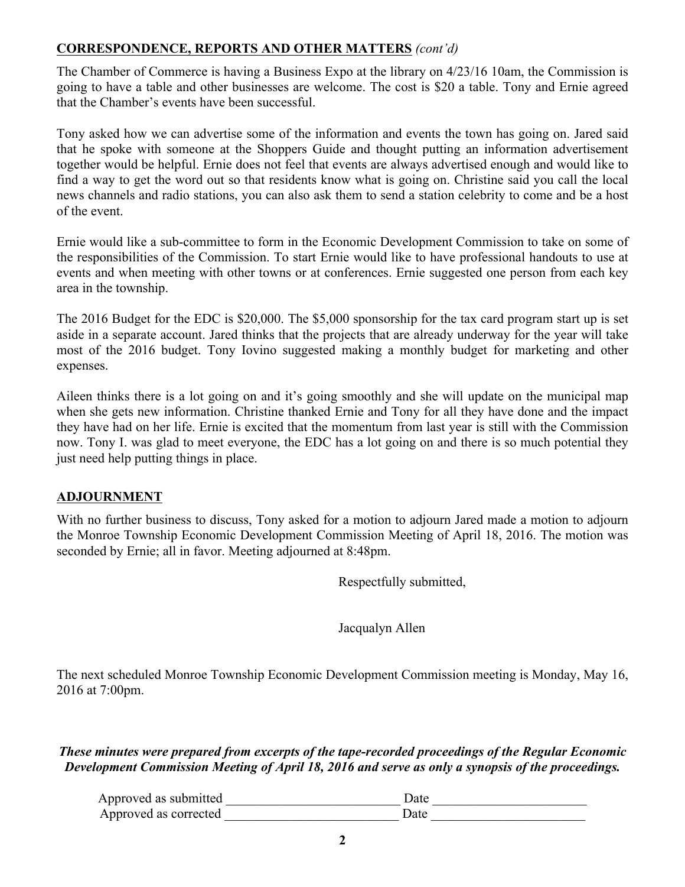## **CORRESPONDENCE, REPORTS AND OTHER MATTERS** *(cont'd)*

The Chamber of Commerce is having a Business Expo at the library on 4/23/16 10am, the Commission is going to have a table and other businesses are welcome. The cost is $20 a table. Tony and Ernie agreed that the Chamber's events have been successful.

Tony asked how we can advertise some of the information and events the town has going on. Jared said that he spoke with someone at the Shoppers Guide and thought putting an information advertisement together would be helpful. Ernie does not feel that events are always advertised enough and would like to find a way to get the word out so that residents know what is going on. Christine said you call the local news channels and radio stations, you can also ask them to send a station celebrity to come and be a host of the event.

Ernie would like a sub-committee to form in the Economic Development Commission to take on some of the responsibilities of the Commission. To start Ernie would like to have professional handouts to use at events and when meeting with other towns or at conferences. Ernie suggested one person from each key area in the township.

The 2016 Budget for the EDC is $20,000. The $5,000 sponsorship for the tax card program start up is set aside in a separate account. Jared thinks that the projects that are already underway for the year will take most of the 2016 budget. Tony Iovino suggested making a monthly budget for marketing and other expenses.

Aileen thinks there is a lot going on and it's going smoothly and she will update on the municipal map when she gets new information. Christine thanked Ernie and Tony for all they have done and the impact they have had on her life. Ernie is excited that the momentum from last year is still with the Commission now. Tony I. was glad to meet everyone, the EDC has a lot going on and there is so much potential they just need help putting things in place.

## **ADJOURNMENT**

With no further business to discuss, Tony asked for a motion to adjourn Jared made a motion to adjourn the Monroe Township Economic Development Commission Meeting of April 18, 2016. The motion was seconded by Ernie; all in favor. Meeting adjourned at 8:48pm.

Respectfully submitted,

Jacqualyn Allen

The next scheduled Monroe Township Economic Development Commission meeting is Monday, May 16, 2016 at 7:00pm.

***These minutes were prepared from excerpts of the tape-recorded proceedings of the Regular Economic Development Commission Meeting of April 18, 2016 and serve as only a synopsis of the proceedings.***

Approved as submitted __________________________ Date _______________________

Approved as corrected __________________________ Date _______________________